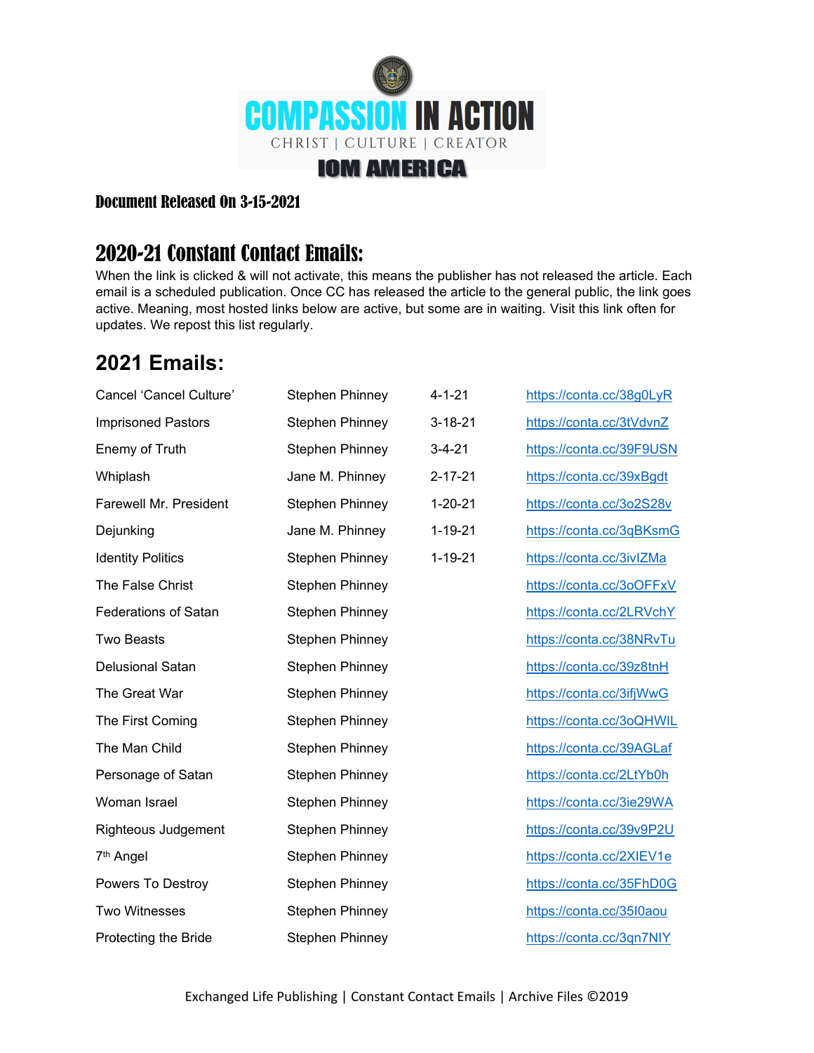# COMPASSION IN ACTION

CHRIST | CULTURE | CREATOR

IOM AMERICA

**Document Released On 3-15-2021**

## 2020-21 Constant Contact Emails:

When the link is clicked & will not activate, this means the publisher has not released the article. Each email is a scheduled publication. Once CC has released the article to the general public, the link goes active. Meaning, most hosted links below are active, but some are in waiting. Visit this link often for updates. We repost this list regularly.

## 2021 Emails:

| | | | |
|---|---|---|---|
| Cancel 'Cancel Culture' | Stephen Phinney | 4-1-21 | https://conta.cc/38g0LyR |
| Imprisoned Pastors | Stephen Phinney | 3-18-21 | https://conta.cc/3tVdvnZ |
| Enemy of Truth | Stephen Phinney | 3-4-21 | https://conta.cc/39F9USN |
| Whiplash | Jane M. Phinney | 2-17-21 | https://conta.cc/39xBgdt |
| Farewell Mr. President | Stephen Phinney | 1-20-21 | https://conta.cc/3o2S28v |
| Dejunking | Jane M. Phinney | 1-19-21 | https://conta.cc/3qBKsmG |
| Identity Politics | Stephen Phinney | 1-19-21 | https://conta.cc/3ivIZMa |
| The False Christ | Stephen Phinney | | https://conta.cc/3oOFFxV |
| Federations of Satan | Stephen Phinney | | https://conta.cc/2LRVchY |
| Two Beasts | Stephen Phinney | | https://conta.cc/38NRvTu |
| Delusional Satan | Stephen Phinney | | https://conta.cc/39z8tnH |
| The Great War | Stephen Phinney | | https://conta.cc/3ifjWwG |
| The First Coming | Stephen Phinney | | https://conta.cc/3oQHWIL |
| The Man Child | Stephen Phinney | | https://conta.cc/39AGLaf |
| Personage of Satan | Stephen Phinney | | https://conta.cc/2LtYb0h |
| Woman Israel | Stephen Phinney | | https://conta.cc/3ie29WA |
| Righteous Judgement | Stephen Phinney | | https://conta.cc/39v9P2U |
| 7th Angel | Stephen Phinney | | https://conta.cc/2XIEV1e |
| Powers To Destroy | Stephen Phinney | | https://conta.cc/35FhD0G |
| Two Witnesses | Stephen Phinney | | https://conta.cc/35I0aou |
| Protecting the Bride | Stephen Phinney | | https://conta.cc/3qn7NIY |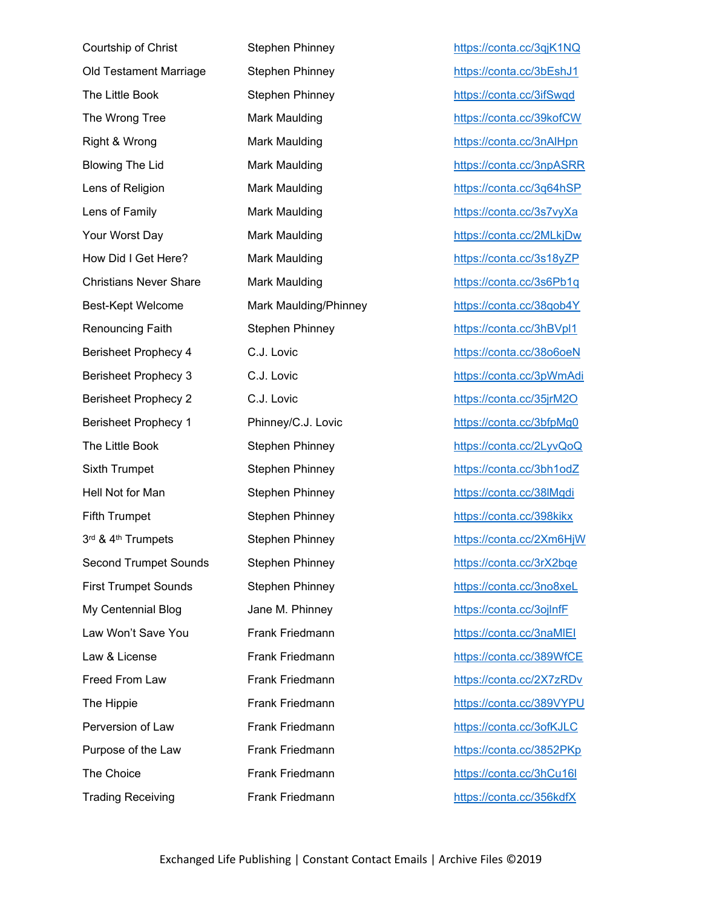| | | |
|---|---|---|
| Courtship of Christ | Stephen Phinney | https://conta.cc/3qjK1NQ |
| Old Testament Marriage | Stephen Phinney | https://conta.cc/3bEshJ1 |
| The Little Book | Stephen Phinney | https://conta.cc/3ifSwqd |
| The Wrong Tree | Mark Maulding | https://conta.cc/39kofCW |
| Right & Wrong | Mark Maulding | https://conta.cc/3nAlHpn |
| Blowing The Lid | Mark Maulding | https://conta.cc/3npASRR |
| Lens of Religion | Mark Maulding | https://conta.cc/3q64hSP |
| Lens of Family | Mark Maulding | https://conta.cc/3s7vyXa |
| Your Worst Day | Mark Maulding | https://conta.cc/2MLkjDw |
| How Did I Get Here? | Mark Maulding | https://conta.cc/3s18yZP |
| Christians Never Share | Mark Maulding | https://conta.cc/3s6Pb1q |
| Best-Kept Welcome | Mark Maulding/Phinney | https://conta.cc/38qob4Y |
| Renouncing Faith | Stephen Phinney | https://conta.cc/3hBVpl1 |
| Berisheet Prophecy 4 | C.J. Lovic | https://conta.cc/38o6oeN |
| Berisheet Prophecy 3 | C.J. Lovic | https://conta.cc/3pWmAdi |
| Berisheet Prophecy 2 | C.J. Lovic | https://conta.cc/35jrM2O |
| Berisheet Prophecy 1 | Phinney/C.J. Lovic | https://conta.cc/3bfpMg0 |
| The Little Book | Stephen Phinney | https://conta.cc/2LyvQoQ |
| Sixth Trumpet | Stephen Phinney | https://conta.cc/3bh1odZ |
| Hell Not for Man | Stephen Phinney | https://conta.cc/38lMgdi |
| Fifth Trumpet | Stephen Phinney | https://conta.cc/398kikx |
| 3rd & 4th Trumpets | Stephen Phinney | https://conta.cc/2Xm6HjW |
| Second Trumpet Sounds | Stephen Phinney | https://conta.cc/3rX2bqe |
| First Trumpet Sounds | Stephen Phinney | https://conta.cc/3no8xeL |
| My Centennial Blog | Jane M. Phinney | https://conta.cc/3ojlnfF |
| Law Won't Save You | Frank Friedmann | https://conta.cc/3naMlEI |
| Law & License | Frank Friedmann | https://conta.cc/389WfCE |
| Freed From Law | Frank Friedmann | https://conta.cc/2X7zRDv |
| The Hippie | Frank Friedmann | https://conta.cc/389VYPU |
| Perversion of Law | Frank Friedmann | https://conta.cc/3ofKJLC |
| Purpose of the Law | Frank Friedmann | https://conta.cc/3852PKp |
| The Choice | Frank Friedmann | https://conta.cc/3hCu16l |
| Trading Receiving | Frank Friedmann | https://conta.cc/356kdfX |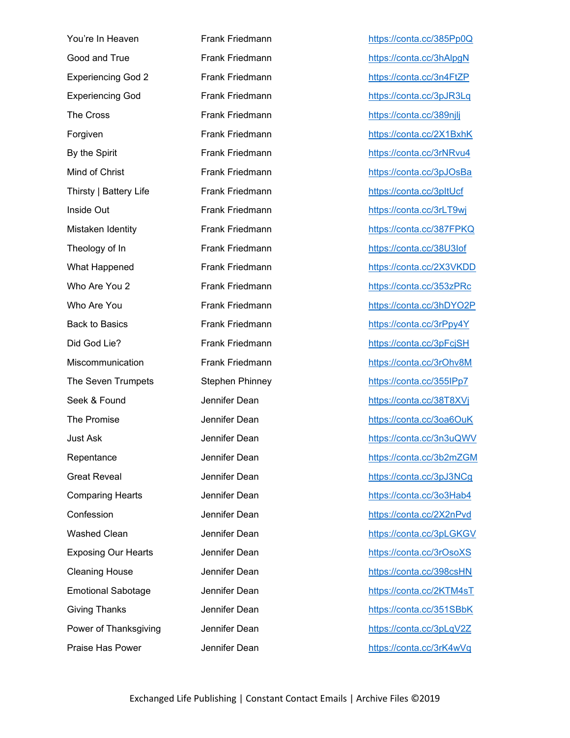| | | |
|---|---|---|
| You're In Heaven | Frank Friedmann | https://conta.cc/385Pp0Q |
| Good and True | Frank Friedmann | https://conta.cc/3hAlpgN |
| Experiencing God 2 | Frank Friedmann | https://conta.cc/3n4FtZP |
| Experiencing God | Frank Friedmann | https://conta.cc/3pJR3Lq |
| The Cross | Frank Friedmann | https://conta.cc/389njlj |
| Forgiven | Frank Friedmann | https://conta.cc/2X1BxhK |
| By the Spirit | Frank Friedmann | https://conta.cc/3rNRvu4 |
| Mind of Christ | Frank Friedmann | https://conta.cc/3pJOsBa |
| Thirsty \| Battery Life | Frank Friedmann | https://conta.cc/3pItUcf |
| Inside Out | Frank Friedmann | https://conta.cc/3rLT9wj |
| Mistaken Identity | Frank Friedmann | https://conta.cc/387FPKQ |
| Theology of In | Frank Friedmann | https://conta.cc/38U3Iof |
| What Happened | Frank Friedmann | https://conta.cc/2X3VKDD |
| Who Are You 2 | Frank Friedmann | https://conta.cc/353zPRc |
| Who Are You | Frank Friedmann | https://conta.cc/3hDYO2P |
| Back to Basics | Frank Friedmann | https://conta.cc/3rPpy4Y |
| Did God Lie? | Frank Friedmann | https://conta.cc/3pFcjSH |
| Miscommunication | Frank Friedmann | https://conta.cc/3rOhv8M |
| The Seven Trumpets | Stephen Phinney | https://conta.cc/355IPp7 |
| Seek & Found | Jennifer Dean | https://conta.cc/38T8XVj |
| The Promise | Jennifer Dean | https://conta.cc/3oa6OuK |
| Just Ask | Jennifer Dean | https://conta.cc/3n3uQWV |
| Repentance | Jennifer Dean | https://conta.cc/3b2mZGM |
| Great Reveal | Jennifer Dean | https://conta.cc/3pJ3NCg |
| Comparing Hearts | Jennifer Dean | https://conta.cc/3o3Hab4 |
| Confession | Jennifer Dean | https://conta.cc/2X2nPvd |
| Washed Clean | Jennifer Dean | https://conta.cc/3pLGKGV |
| Exposing Our Hearts | Jennifer Dean | https://conta.cc/3rOsoXS |
| Cleaning House | Jennifer Dean | https://conta.cc/398csHN |
| Emotional Sabotage | Jennifer Dean | https://conta.cc/2KTM4sT |
| Giving Thanks | Jennifer Dean | https://conta.cc/351SBbK |
| Power of Thanksgiving | Jennifer Dean | https://conta.cc/3pLqV2Z |
| Praise Has Power | Jennifer Dean | https://conta.cc/3rK4wVq |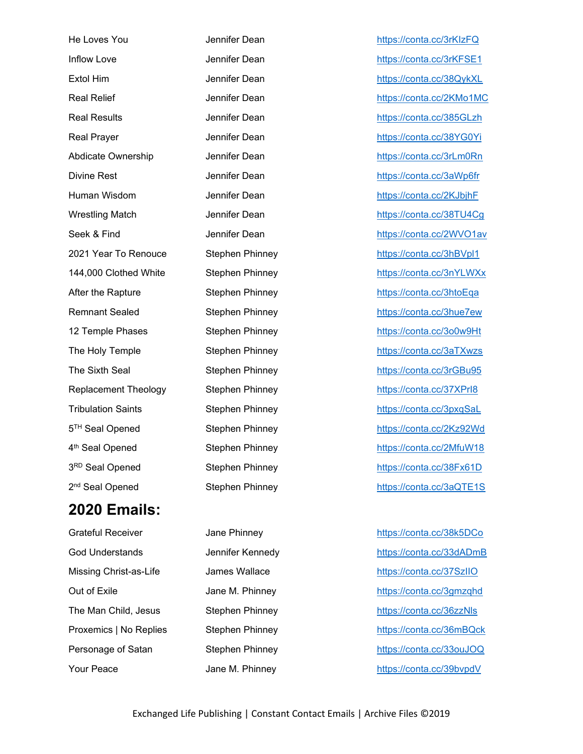| | | |
|---|---|---|
| He Loves You | Jennifer Dean | https://conta.cc/3rKIzFQ |
| Inflow Love | Jennifer Dean | https://conta.cc/3rKFSE1 |
| Extol Him | Jennifer Dean | https://conta.cc/38QykXL |
| Real Relief | Jennifer Dean | https://conta.cc/2KMo1MC |
| Real Results | Jennifer Dean | https://conta.cc/385GLzh |
| Real Prayer | Jennifer Dean | https://conta.cc/38YG0Yi |
| Abdicate Ownership | Jennifer Dean | https://conta.cc/3rLm0Rn |
| Divine Rest | Jennifer Dean | https://conta.cc/3aWp6fr |
| Human Wisdom | Jennifer Dean | https://conta.cc/2KJbjhF |
| Wrestling Match | Jennifer Dean | https://conta.cc/38TU4Cg |
| Seek & Find | Jennifer Dean | https://conta.cc/2WVO1av |
| 2021 Year To Renouce | Stephen Phinney | https://conta.cc/3hBVpl1 |
| 144,000 Clothed White | Stephen Phinney | https://conta.cc/3nYLWXx |
| After the Rapture | Stephen Phinney | https://conta.cc/3htoEqa |
| Remnant Sealed | Stephen Phinney | https://conta.cc/3hue7ew |
| 12 Temple Phases | Stephen Phinney | https://conta.cc/3o0w9Ht |
| The Holy Temple | Stephen Phinney | https://conta.cc/3aTXwzs |
| The Sixth Seal | Stephen Phinney | https://conta.cc/3rGBu95 |
| Replacement Theology | Stephen Phinney | https://conta.cc/37XPrl8 |
| Tribulation Saints | Stephen Phinney | https://conta.cc/3pxqSaL |
| 5TH Seal Opened | Stephen Phinney | https://conta.cc/2Kz92Wd |
| 4th Seal Opened | Stephen Phinney | https://conta.cc/2MfuW18 |
| 3RD Seal Opened | Stephen Phinney | https://conta.cc/38Fx61D |
| 2nd Seal Opened | Stephen Phinney | https://conta.cc/3aQTE1S |

## 2020 Emails:

| | | |
|---|---|---|
| Grateful Receiver | Jane Phinney | https://conta.cc/38k5DCo |
| God Understands | Jennifer Kennedy | https://conta.cc/33dADmB |
| Missing Christ-as-Life | James Wallace | https://conta.cc/37SzIIO |
| Out of Exile | Jane M. Phinney | https://conta.cc/3gmzqhd |
| The Man Child, Jesus | Stephen Phinney | https://conta.cc/36zzNls |
| Proxemics \| No Replies | Stephen Phinney | https://conta.cc/36mBQck |
| Personage of Satan | Stephen Phinney | https://conta.cc/33ouJOQ |
| Your Peace | Jane M. Phinney | https://conta.cc/39bvpdV |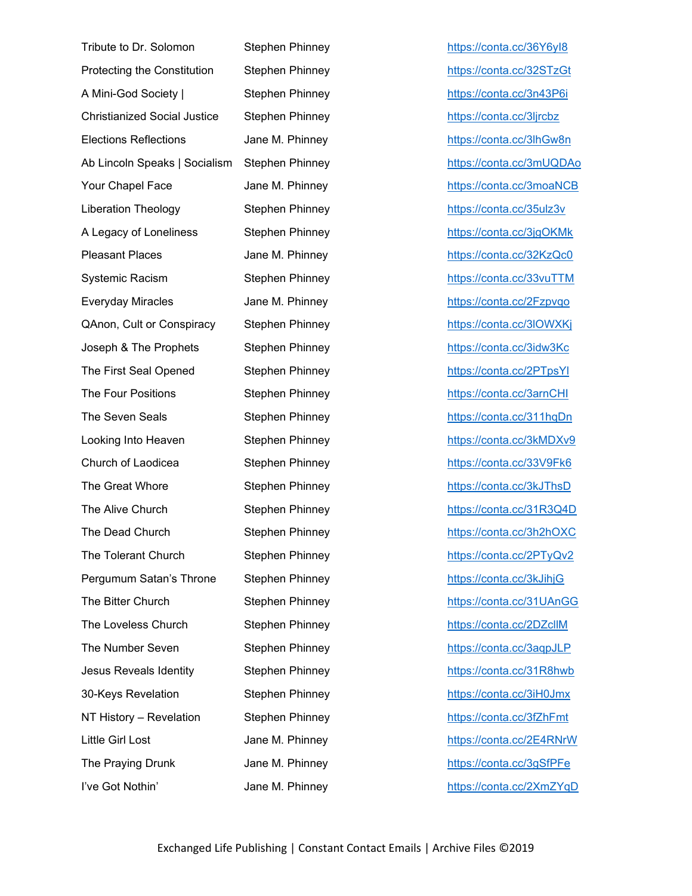| | | |
|---|---|---|
| Tribute to Dr. Solomon | Stephen Phinney | https://conta.cc/36Y6yI8 |
| Protecting the Constitution | Stephen Phinney | https://conta.cc/32STzGt |
| A Mini-God Society \| | Stephen Phinney | https://conta.cc/3n43P6i |
| Christianized Social Justice | Stephen Phinney | https://conta.cc/3ljrcbz |
| Elections Reflections | Jane M. Phinney | https://conta.cc/3lhGw8n |
| Ab Lincoln Speaks \| Socialism | Stephen Phinney | https://conta.cc/3mUQDAo |
| Your Chapel Face | Jane M. Phinney | https://conta.cc/3moaNCB |
| Liberation Theology | Stephen Phinney | https://conta.cc/35ulz3v |
| A Legacy of Loneliness | Stephen Phinney | https://conta.cc/3jgOKMk |
| Pleasant Places | Jane M. Phinney | https://conta.cc/32KzQc0 |
| Systemic Racism | Stephen Phinney | https://conta.cc/33vuTTM |
| Everyday Miracles | Jane M. Phinney | https://conta.cc/2Fzpvqo |
| QAnon, Cult or Conspiracy | Stephen Phinney | https://conta.cc/3lOWXKj |
| Joseph & The Prophets | Stephen Phinney | https://conta.cc/3idw3Kc |
| The First Seal Opened | Stephen Phinney | https://conta.cc/2PTpsYl |
| The Four Positions | Stephen Phinney | https://conta.cc/3arnCHI |
| The Seven Seals | Stephen Phinney | https://conta.cc/311hqDn |
| Looking Into Heaven | Stephen Phinney | https://conta.cc/3kMDXv9 |
| Church of Laodicea | Stephen Phinney | https://conta.cc/33V9Fk6 |
| The Great Whore | Stephen Phinney | https://conta.cc/3kJThsD |
| The Alive Church | Stephen Phinney | https://conta.cc/31R3Q4D |
| The Dead Church | Stephen Phinney | https://conta.cc/3h2hOXC |
| The Tolerant Church | Stephen Phinney | https://conta.cc/2PTyQv2 |
| Pergumum Satan's Throne | Stephen Phinney | https://conta.cc/3kJihjG |
| The Bitter Church | Stephen Phinney | https://conta.cc/31UAnGG |
| The Loveless Church | Stephen Phinney | https://conta.cc/2DZclIM |
| The Number Seven | Stephen Phinney | https://conta.cc/3aqpJLP |
| Jesus Reveals Identity | Stephen Phinney | https://conta.cc/31R8hwb |
| 30-Keys Revelation | Stephen Phinney | https://conta.cc/3iH0Jmx |
| NT History – Revelation | Stephen Phinney | https://conta.cc/3fZhFmt |
| Little Girl Lost | Jane M. Phinney | https://conta.cc/2E4RNrW |
| The Praying Drunk | Jane M. Phinney | https://conta.cc/3gSfPFe |
| I've Got Nothin' | Jane M. Phinney | https://conta.cc/2XmZYqD |

Exchanged Life Publishing | Constant Contact Emails | Archive Files ©2019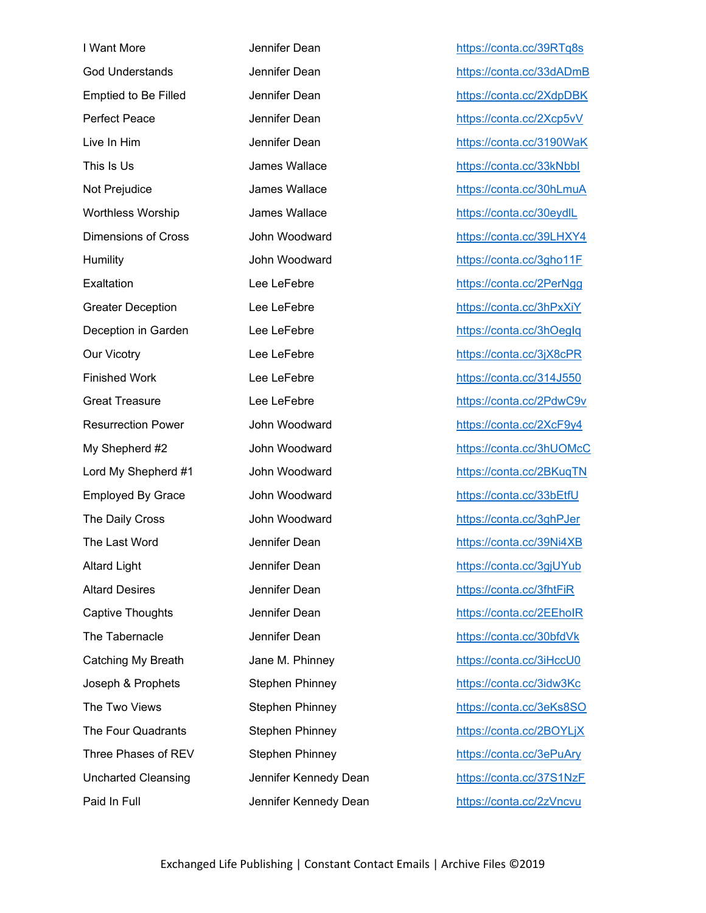| | | |
|---|---|---|
| I Want More | Jennifer Dean | https://conta.cc/39RTq8s |
| God Understands | Jennifer Dean | https://conta.cc/33dADmB |
| Emptied to Be Filled | Jennifer Dean | https://conta.cc/2XdpDBK |
| Perfect Peace | Jennifer Dean | https://conta.cc/2Xcp5vV |
| Live In Him | Jennifer Dean | https://conta.cc/3190WaK |
| This Is Us | James Wallace | https://conta.cc/33kNbbI |
| Not Prejudice | James Wallace | https://conta.cc/30hLmuA |
| Worthless Worship | James Wallace | https://conta.cc/30eydlL |
| Dimensions of Cross | John Woodward | https://conta.cc/39LHXY4 |
| Humility | John Woodward | https://conta.cc/3gho11F |
| Exaltation | Lee LeFebre | https://conta.cc/2PerNgg |
| Greater Deception | Lee LeFebre | https://conta.cc/3hPxXiY |
| Deception in Garden | Lee LeFebre | https://conta.cc/3hOegIq |
| Our Vicotry | Lee LeFebre | https://conta.cc/3jX8cPR |
| Finished Work | Lee LeFebre | https://conta.cc/314J550 |
| Great Treasure | Lee LeFebre | https://conta.cc/2PdwC9v |
| Resurrection Power | John Woodward | https://conta.cc/2XcF9y4 |
| My Shepherd #2 | John Woodward | https://conta.cc/3hUOMcC |
| Lord My Shepherd #1 | John Woodward | https://conta.cc/2BKuqTN |
| Employed By Grace | John Woodward | https://conta.cc/33bEtfU |
| The Daily Cross | John Woodward | https://conta.cc/3ghPJer |
| The Last Word | Jennifer Dean | https://conta.cc/39Ni4XB |
| Altard Light | Jennifer Dean | https://conta.cc/3gjUYub |
| Altard Desires | Jennifer Dean | https://conta.cc/3fhtFiR |
| Captive Thoughts | Jennifer Dean | https://conta.cc/2EEhoIR |
| The Tabernacle | Jennifer Dean | https://conta.cc/30bfdVk |
| Catching My Breath | Jane M. Phinney | https://conta.cc/3iHccU0 |
| Joseph & Prophets | Stephen Phinney | https://conta.cc/3idw3Kc |
| The Two Views | Stephen Phinney | https://conta.cc/3eKs8SO |
| The Four Quadrants | Stephen Phinney | https://conta.cc/2BOYLjX |
| Three Phases of REV | Stephen Phinney | https://conta.cc/3ePuAry |
| Uncharted Cleansing | Jennifer Kennedy Dean | https://conta.cc/37S1NzF |
| Paid In Full | Jennifer Kennedy Dean | https://conta.cc/2zVncvu |

Exchanged Life Publishing | Constant Contact Emails | Archive Files ©2019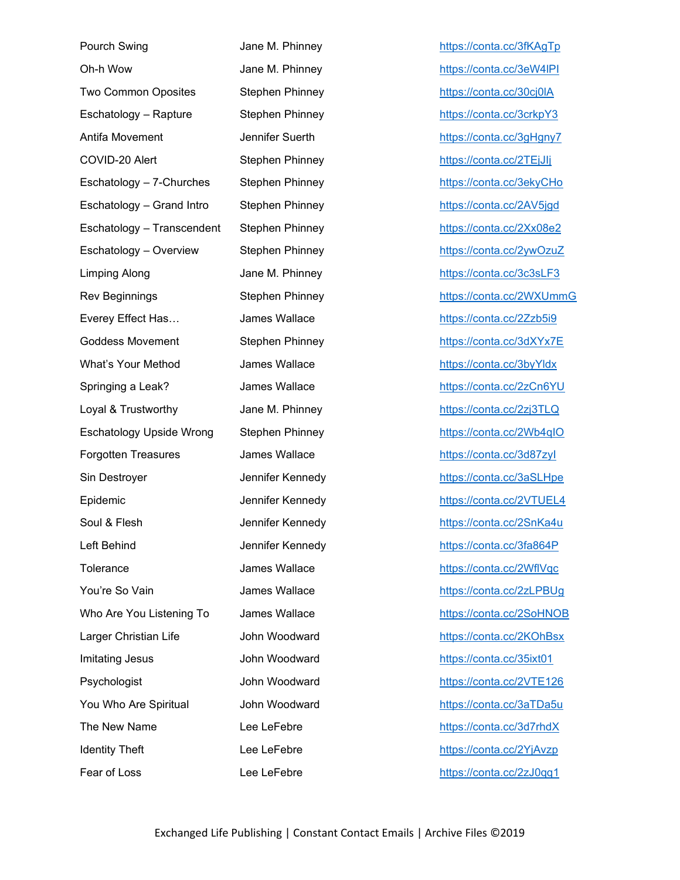| | | |
|---|---|---|
| Pourch Swing | Jane M. Phinney | https://conta.cc/3fKAgTp |
| Oh-h Wow | Jane M. Phinney | https://conta.cc/3eW4lPI |
| Two Common Oposites | Stephen Phinney | https://conta.cc/30cj0lA |
| Eschatology – Rapture | Stephen Phinney | https://conta.cc/3crkpY3 |
| Antifa Movement | Jennifer Suerth | https://conta.cc/3gHgny7 |
| COVID-20 Alert | Stephen Phinney | https://conta.cc/2TEjJlj |
| Eschatology – 7-Churches | Stephen Phinney | https://conta.cc/3ekyCHo |
| Eschatology – Grand Intro | Stephen Phinney | https://conta.cc/2AV5jgd |
| Eschatology – Transcendent | Stephen Phinney | https://conta.cc/2Xx08e2 |
| Eschatology – Overview | Stephen Phinney | https://conta.cc/2ywOzuZ |
| Limping Along | Jane M. Phinney | https://conta.cc/3c3sLF3 |
| Rev Beginnings | Stephen Phinney | https://conta.cc/2WXUmmG |
| Everey Effect Has… | James Wallace | https://conta.cc/2Zzb5i9 |
| Goddess Movement | Stephen Phinney | https://conta.cc/3dXYx7E |
| What's Your Method | James Wallace | https://conta.cc/3byYldx |
| Springing a Leak? | James Wallace | https://conta.cc/2zCn6YU |
| Loyal & Trustworthy | Jane M. Phinney | https://conta.cc/2zj3TLQ |
| Eschatology Upside Wrong | Stephen Phinney | https://conta.cc/2Wb4qIO |
| Forgotten Treasures | James Wallace | https://conta.cc/3d87zyl |
| Sin Destroyer | Jennifer Kennedy | https://conta.cc/3aSLHpe |
| Epidemic | Jennifer Kennedy | https://conta.cc/2VTUEL4 |
| Soul & Flesh | Jennifer Kennedy | https://conta.cc/2SnKa4u |
| Left Behind | Jennifer Kennedy | https://conta.cc/3fa864P |
| Tolerance | James Wallace | https://conta.cc/2WflVqc |
| You're So Vain | James Wallace | https://conta.cc/2zLPBUg |
| Who Are You Listening To | James Wallace | https://conta.cc/2SoHNOB |
| Larger Christian Life | John Woodward | https://conta.cc/2KOhBsx |
| Imitating Jesus | John Woodward | https://conta.cc/35ixt01 |
| Psychologist | John Woodward | https://conta.cc/2VTE126 |
| You Who Are Spiritual | John Woodward | https://conta.cc/3aTDa5u |
| The New Name | Lee LeFebre | https://conta.cc/3d7rhdX |
| Identity Theft | Lee LeFebre | https://conta.cc/2YjAvzp |
| Fear of Loss | Lee LeFebre | https://conta.cc/2zJ0qg1 |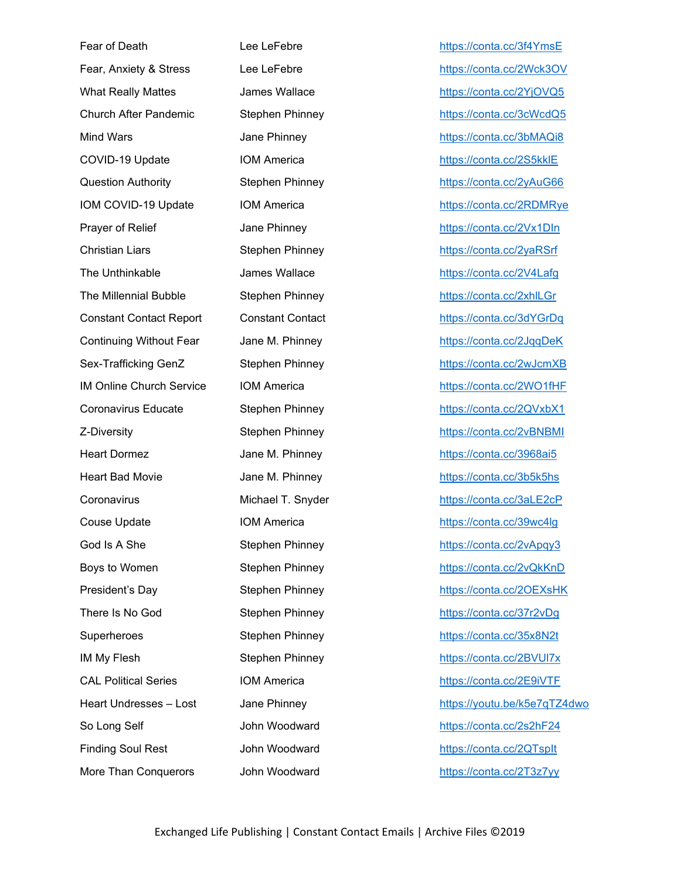| | | |
|---|---|---|
| Fear of Death | Lee LeFebre | https://conta.cc/3f4YmsE |
| Fear, Anxiety & Stress | Lee LeFebre | https://conta.cc/2Wck3OV |
| What Really Mattes | James Wallace | https://conta.cc/2YjOVQ5 |
| Church After Pandemic | Stephen Phinney | https://conta.cc/3cWcdQ5 |
| Mind Wars | Jane Phinney | https://conta.cc/3bMAQi8 |
| COVID-19 Update | IOM America | https://conta.cc/2S5kklE |
| Question Authority | Stephen Phinney | https://conta.cc/2yAuG66 |
| IOM COVID-19 Update | IOM America | https://conta.cc/2RDMRye |
| Prayer of Relief | Jane Phinney | https://conta.cc/2Vx1DIn |
| Christian Liars | Stephen Phinney | https://conta.cc/2yaRSrf |
| The Unthinkable | James Wallace | https://conta.cc/2V4Lafg |
| The Millennial Bubble | Stephen Phinney | https://conta.cc/2xhlLGr |
| Constant Contact Report | Constant Contact | https://conta.cc/3dYGrDq |
| Continuing Without Fear | Jane M. Phinney | https://conta.cc/2JqqDeK |
| Sex-Trafficking GenZ | Stephen Phinney | https://conta.cc/2wJcmXB |
| IM Online Church Service | IOM America | https://conta.cc/2WO1fHF |
| Coronavirus Educate | Stephen Phinney | https://conta.cc/2QVxbX1 |
| Z-Diversity | Stephen Phinney | https://conta.cc/2vBNBMI |
| Heart Dormez | Jane M. Phinney | https://conta.cc/3968ai5 |
| Heart Bad Movie | Jane M. Phinney | https://conta.cc/3b5k5hs |
| Coronavirus | Michael T. Snyder | https://conta.cc/3aLE2cP |
| Couse Update | IOM America | https://conta.cc/39wc4lg |
| God Is A She | Stephen Phinney | https://conta.cc/2vApqy3 |
| Boys to Women | Stephen Phinney | https://conta.cc/2vQkKnD |
| President's Day | Stephen Phinney | https://conta.cc/2OEXsHK |
| There Is No God | Stephen Phinney | https://conta.cc/37r2vDg |
| Superheroes | Stephen Phinney | https://conta.cc/35x8N2t |
| IM My Flesh | Stephen Phinney | https://conta.cc/2BVUl7x |
| CAL Political Series | IOM America | https://conta.cc/2E9iVTF |
| Heart Undresses – Lost | Jane Phinney | https://youtu.be/k5e7qTZ4dwo |
| So Long Self | John Woodward | https://conta.cc/2s2hF24 |
| Finding Soul Rest | John Woodward | https://conta.cc/2QTspIt |
| More Than Conquerors | John Woodward | https://conta.cc/2T3z7yy |

Exchanged Life Publishing | Constant Contact Emails | Archive Files ©2019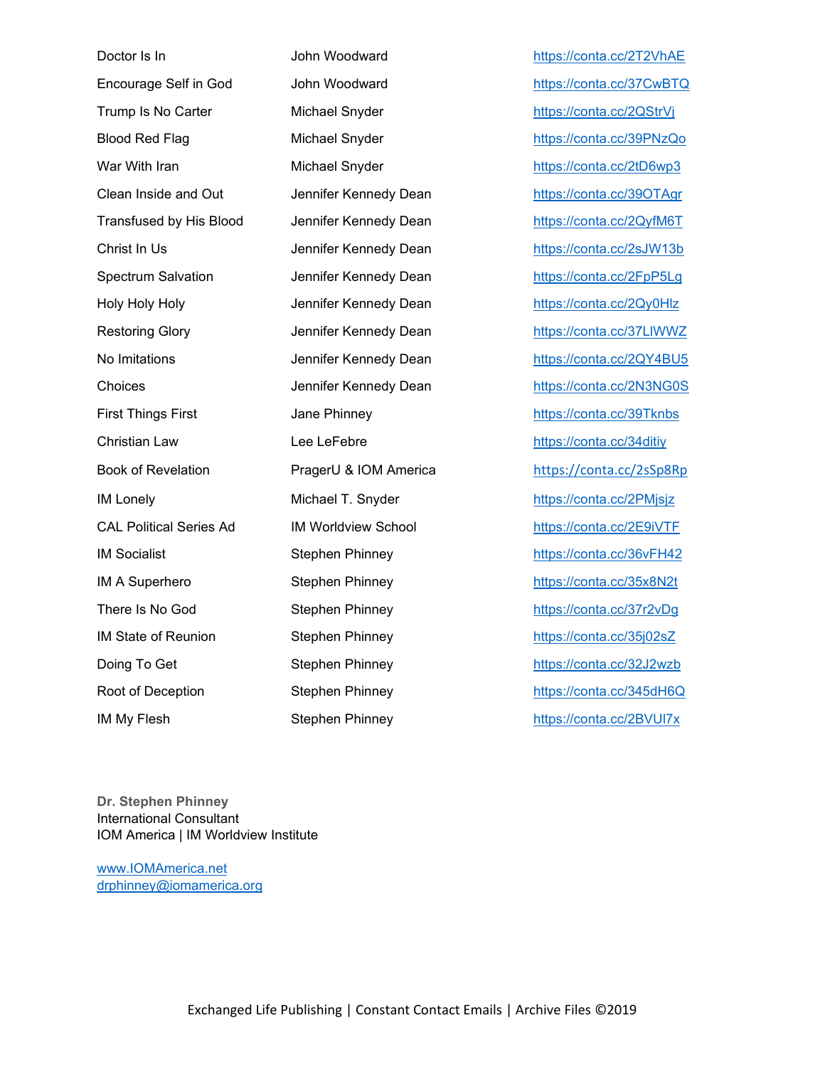| | | |
|---|---|---|
| Doctor Is In | John Woodward | https://conta.cc/2T2VhAE |
| Encourage Self in God | John Woodward | https://conta.cc/37CwBTQ |
| Trump Is No Carter | Michael Snyder | https://conta.cc/2QStrVj |
| Blood Red Flag | Michael Snyder | https://conta.cc/39PNzQo |
| War With Iran | Michael Snyder | https://conta.cc/2tD6wp3 |
| Clean Inside and Out | Jennifer Kennedy Dean | https://conta.cc/39OTAgr |
| Transfused by His Blood | Jennifer Kennedy Dean | https://conta.cc/2QyfM6T |
| Christ In Us | Jennifer Kennedy Dean | https://conta.cc/2sJW13b |
| Spectrum Salvation | Jennifer Kennedy Dean | https://conta.cc/2FpP5Lg |
| Holy Holy Holy | Jennifer Kennedy Dean | https://conta.cc/2Qy0Hlz |
| Restoring Glory | Jennifer Kennedy Dean | https://conta.cc/37LIWWZ |
| No Imitations | Jennifer Kennedy Dean | https://conta.cc/2QY4BU5 |
| Choices | Jennifer Kennedy Dean | https://conta.cc/2N3NG0S |
| First Things First | Jane Phinney | https://conta.cc/39Tknbs |
| Christian Law | Lee LeFebre | https://conta.cc/34ditiy |
| Book of Revelation | PragerU & IOM America | https://conta.cc/2sSp8Rp |
| IM Lonely | Michael T. Snyder | https://conta.cc/2PMjsjz |
| CAL Political Series Ad | IM Worldview School | https://conta.cc/2E9iVTF |
| IM Socialist | Stephen Phinney | https://conta.cc/36vFH42 |
| IM A Superhero | Stephen Phinney | https://conta.cc/35x8N2t |
| There Is No God | Stephen Phinney | https://conta.cc/37r2vDg |
| IM State of Reunion | Stephen Phinney | https://conta.cc/35j02sZ |
| Doing To Get | Stephen Phinney | https://conta.cc/32J2wzb |
| Root of Deception | Stephen Phinney | https://conta.cc/345dH6Q |
| IM My Flesh | Stephen Phinney | https://conta.cc/2BVUl7x |

**Dr. Stephen Phinney**
International Consultant
IOM America | IM Worldview Institute

www.IOMAmerica.net
drphinney@iomamerica.org

Exchanged Life Publishing | Constant Contact Emails | Archive Files ©2019